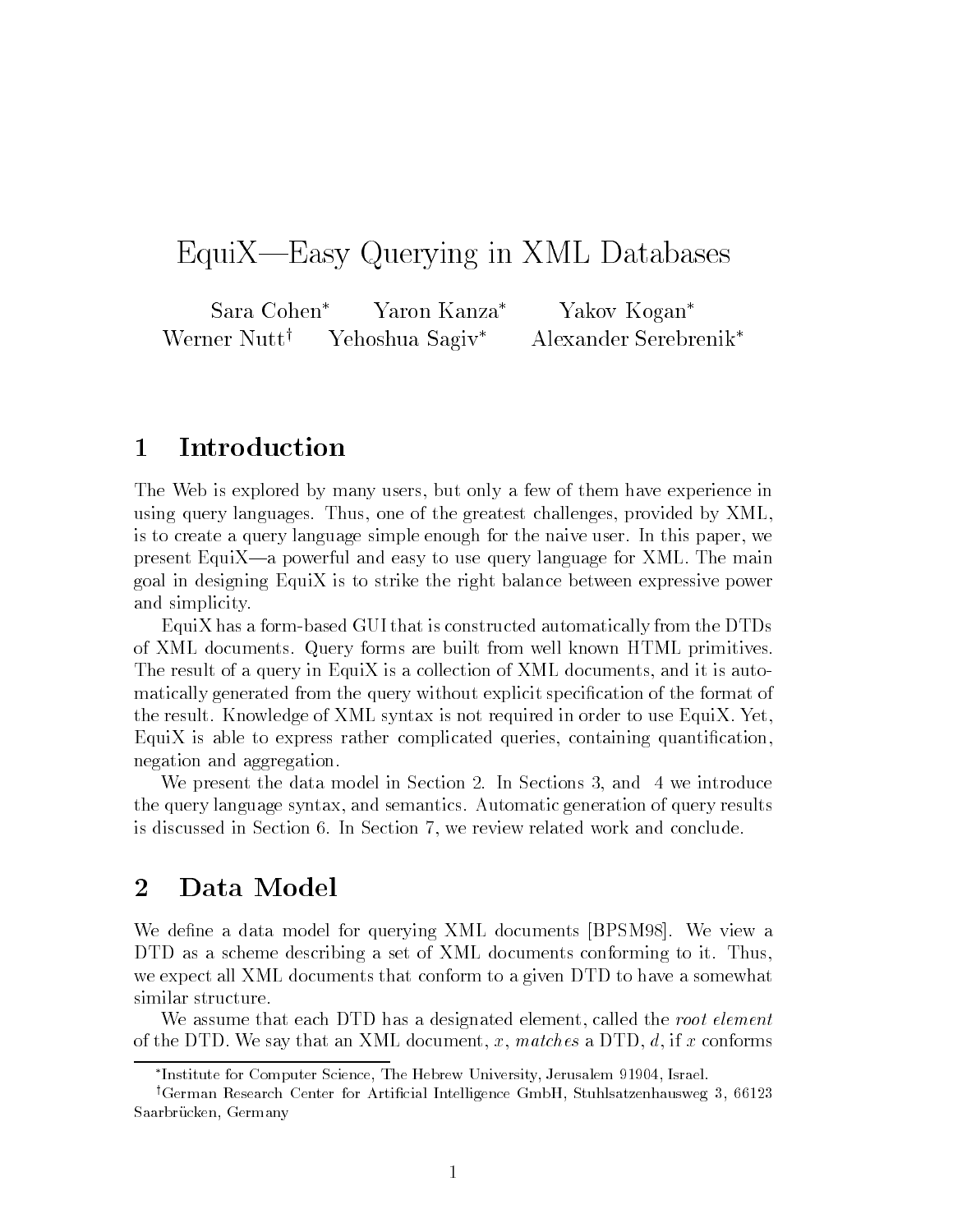# EquiX—Easy Querying in XML Databases

Sara Cohen[*] Yaron Kanza[*] Yakov Kogan[*]
Werner Nutt[†] Yehoshua Sagiv[*] Alexander Serebrenik[*]

## 1 Introduction

The Web is explored by many users, but only a few of them have experience in using query languages. Thus, one of the greatest challenges, provided by XML, is to create a query language simple enough for the naive user. In this paper, we present EquiX—a powerful and easy to use query language for XML. The main goal in designing EquiX is to strike the right balance between expressive power and simplicity.

EquiX has a form-based GUI that is constructed automatically from the DTDs of XML documents. Query forms are built from well known HTML primitives. The result of a query in EquiX is a collection of XML documents, and it is automatically generated from the query without explicit specification of the format of the result. Knowledge of XML syntax is not required in order to use EquiX. Yet, EquiX is able to express rather complicated queries, containing quantification, negation and aggregation.

We present the data model in Section 2. In Sections 3, and 4 we introduce the query language syntax, and semantics. Automatic generation of query results is discussed in Section 6. In Section 7, we review related work and conclude.

## 2 Data Model

We define a data model for querying XML documents [BPSM98]. We view a DTD as a scheme describing a set of XML documents conforming to it. Thus, we expect all XML documents that conform to a given DTD to have a somewhat similar structure.

We assume that each DTD has a designated element, called the *root element* of the DTD. We say that an XML document, $x$, *matches* a DTD, $d$, if $x$ conforms

---

[*]Institute for Computer Science, The Hebrew University, Jerusalem 91904, Israel.

[†]German Research Center for Artificial Intelligence GmbH, Stuhlsatzenhausweg 3, 66123 Saarbrücken, Germany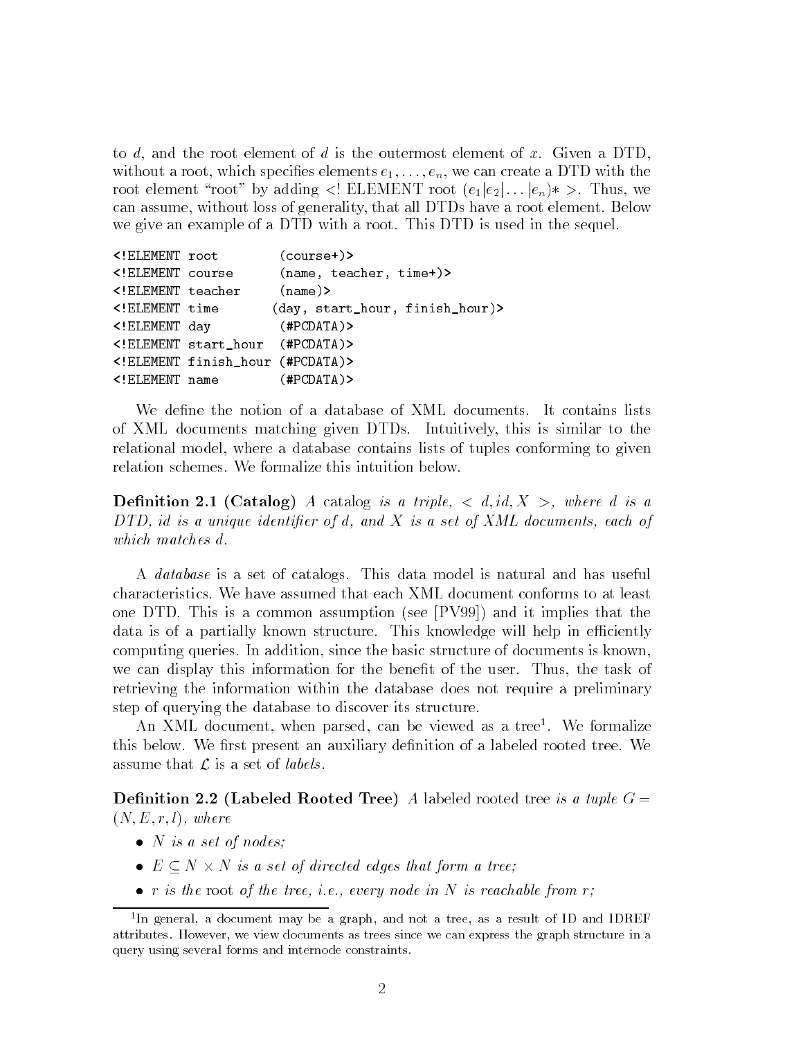to $d$, and the root element of $d$ is the outermost element of $x$. Given a DTD, without a root, which specifies elements $e_1, \ldots, e_n$, we can create a DTD with the root element "root" by adding <! ELEMENT root $(e_1|e_2|\ldots|e_n)*$ >. Thus, we can assume, without loss of generality, that all DTDs have a root element. Below we give an example of a DTD with a root. This DTD is used in the sequel.

```
<!ELEMENT root        (course+)>
<!ELEMENT course      (name, teacher, time+)>
<!ELEMENT teacher     (name)>
<!ELEMENT time       (day, start_hour, finish_hour)>
<!ELEMENT day         (#PCDATA)>
<!ELEMENT start_hour  (#PCDATA)>
<!ELEMENT finish_hour (#PCDATA)>
<!ELEMENT name        (#PCDATA)>
```

We define the notion of a database of XML documents. It contains lists of XML documents matching given DTDs. Intuitively, this is similar to the relational model, where a database contains lists of tuples conforming to given relation schemes. We formalize this intuition below.

**Definition 2.1 (Catalog)** *A catalog is a triple, $< d, id, X >$, where $d$ is a DTD, $id$ is a unique identifier of $d$, and $X$ is a set of XML documents, each of which matches $d$.*

A *database* is a set of catalogs. This data model is natural and has useful characteristics. We have assumed that each XML document conforms to at least one DTD. This is a common assumption (see [PV99]) and it implies that the data is of a partially known structure. This knowledge will help in efficiently computing queries. In addition, since the basic structure of documents is known, we can display this information for the benefit of the user. Thus, the task of retrieving the information within the database does not require a preliminary step of querying the database to discover its structure.

An XML document, when parsed, can be viewed as a tree[1]. We formalize this below. We first present an auxiliary definition of a labeled rooted tree. We assume that $\mathcal{L}$ is a set of *labels*.

**Definition 2.2 (Labeled Rooted Tree)** *A* labeled rooted tree *is a tuple $G = (N, E, r, l)$, where*

- *$N$ is a set of nodes;*
- *$E \subseteq N \times N$ is a set of directed edges that form a tree;*
- *$r$ is the* root *of the tree, i.e., every node in $N$ is reachable from $r$;*

[1] In general, a document may be a graph, and not a tree, as a result of ID and IDREF attributes. However, we view documents as trees since we can express the graph structure in a query using several forms and internode constraints.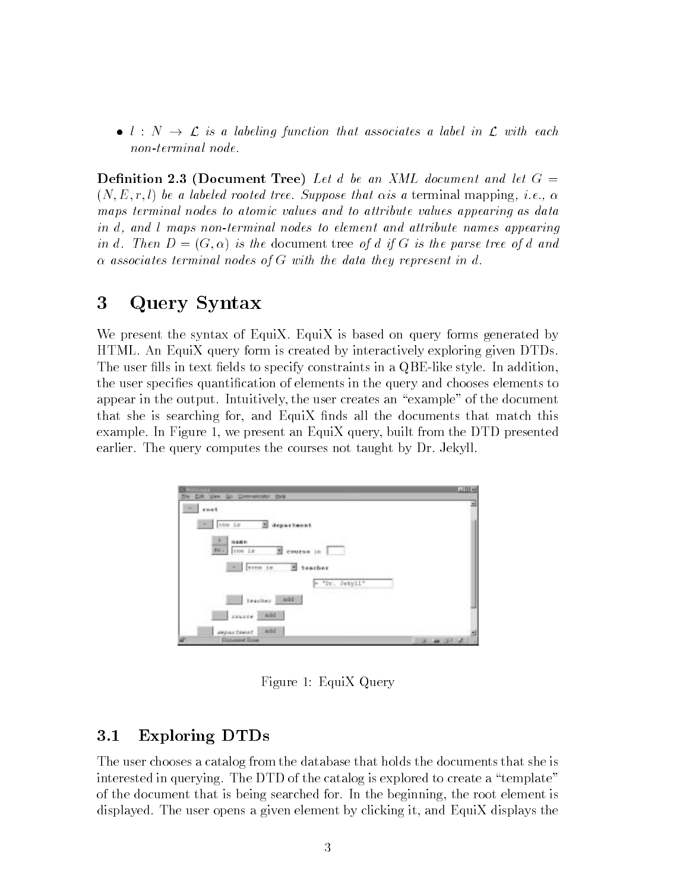- $l : N \rightarrow \mathcal{L}$ *is a labeling function that associates a label in* $\mathcal{L}$ *with each non-terminal node.*

**Definition 2.3 (Document Tree)** *Let* $d$ *be an XML document and let* $G = (N, E, r, l)$ *be a labeled rooted tree. Suppose that* $\alpha$ *is a* terminal mapping*, i.e.,* $\alpha$ *maps terminal nodes to atomic values and to attribute values appearing as data in* $d$*, and* $l$ *maps non-terminal nodes to element and attribute names appearing in* $d$*. Then* $D = (G, \alpha)$ *is the* document tree *of* $d$ *if* $G$ *is the parse tree of* $d$ *and* $\alpha$ *associates terminal nodes of* $G$ *with the data they represent in* $d$*.*

# 3 Query Syntax

We present the syntax of EquiX. EquiX is based on query forms generated by HTML. An EquiX query form is created by interactively exploring given DTDs. The user fills in text fields to specify constraints in a QBE-like style. In addition, the user specifies quantification of elements in the query and chooses elements to appear in the output. Intuitively, the user creates an "example" of the document that she is searching for, and EquiX finds all the documents that match this example. In Figure 1, we present an EquiX query, built from the DTD presented earlier. The query computes the courses not taught by Dr. Jekyll.

Figure 1: EquiX Query

## 3.1 Exploring DTDs

The user chooses a catalog from the database that holds the documents that she is interested in querying. The DTD of the catalog is explored to create a "template" of the document that is being searched for. In the beginning, the root element is displayed. The user opens a given element by clicking it, and EquiX displays the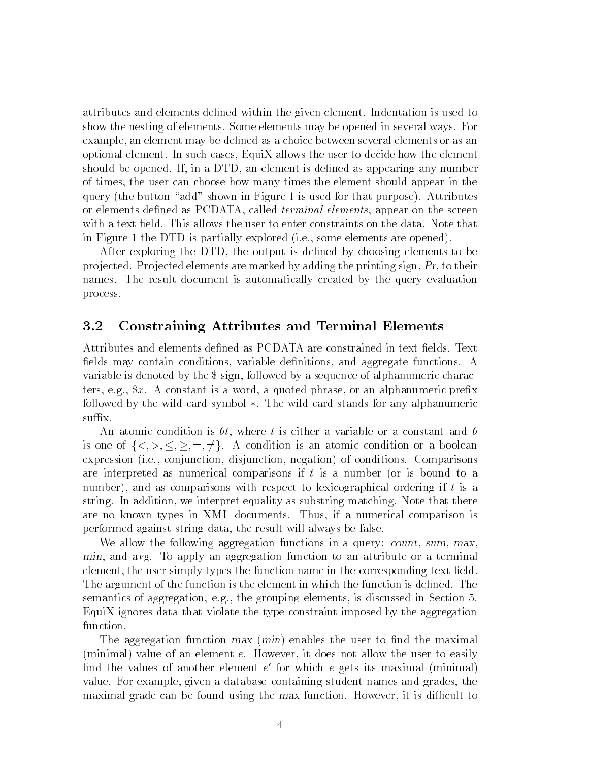attributes and elements defined within the given element. Indentation is used to show the nesting of elements. Some elements may be opened in several ways. For example, an element may be defined as a choice between several elements or as an optional element. In such cases, EquiX allows the user to decide how the element should be opened. If, in a DTD, an element is defined as appearing any number of times, the user can choose how many times the element should appear in the query (the button "add" shown in Figure 1 is used for that purpose). Attributes or elements defined as PCDATA, called *terminal elements*, appear on the screen with a text field. This allows the user to enter constraints on the data. Note that in Figure 1 the DTD is partially explored (i.e., some elements are opened).

After exploring the DTD, the output is defined by choosing elements to be projected. Projected elements are marked by adding the printing sign, *Pr*, to their names. The result document is automatically created by the query evaluation process.

## 3.2 Constraining Attributes and Terminal Elements

Attributes and elements defined as PCDATA are constrained in text fields. Text fields may contain conditions, variable definitions, and aggregate functions. A variable is denoted by the $ sign, followed by a sequence of alphanumeric characters, e.g., $\$x$. A constant is a word, a quoted phrase, or an alphanumeric prefix followed by the wild card symbol $*$. The wild card stands for any alphanumeric suffix.

An atomic condition is $\theta t$, where $t$ is either a variable or a constant and $\theta$ is one of $\{<, >, \leq, \geq, =, \neq\}$. A condition is an atomic condition or a boolean expression (i.e., conjunction, disjunction, negation) of conditions. Comparisons are interpreted as numerical comparisons if $t$ is a number (or is bound to a number), and as comparisons with respect to lexicographical ordering if $t$ is a string. In addition, we interpret equality as substring matching. Note that there are no known types in XML documents. Thus, if a numerical comparison is performed against string data, the result will always be false.

We allow the following aggregation functions in a query: *count*, *sum*, *max*, *min*, and *avg*. To apply an aggregation function to an attribute or a terminal element, the user simply types the function name in the corresponding text field. The argument of the function is the element in which the function is defined. The semantics of aggregation, e.g., the grouping elements, is discussed in Section 5. EquiX ignores data that violate the type constraint imposed by the aggregation function.

The aggregation function *max* (*min*) enables the user to find the maximal (minimal) value of an element $e$. However, it does not allow the user to easily find the values of another element $e'$ for which $e$ gets its maximal (minimal) value. For example, given a database containing student names and grades, the maximal grade can be found using the *max* function. However, it is difficult to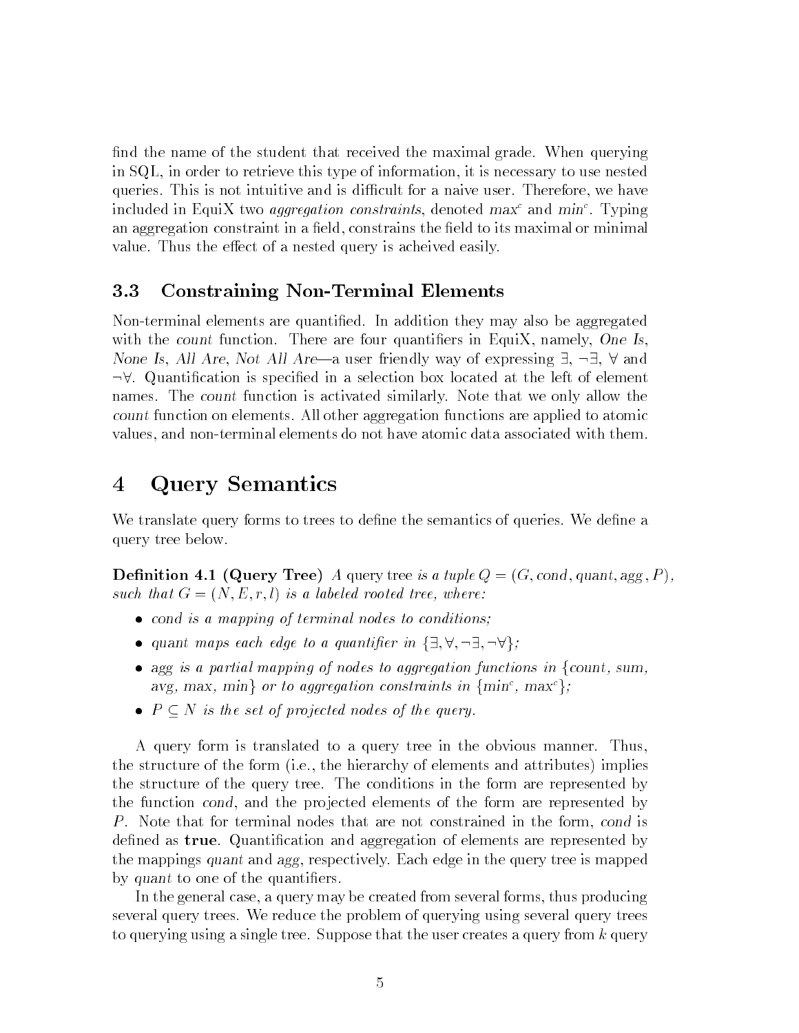find the name of the student that received the maximal grade. When querying in SQL, in order to retrieve this type of information, it is necessary to use nested queries. This is not intuitive and is difficult for a naive user. Therefore, we have included in EquiX two *aggregation constraints*, denoted $max^c$ and $min^c$. Typing an aggregation constraint in a field, constrains the field to its maximal or minimal value. Thus the effect of a nested query is acheived easily.

### 3.3 Constraining Non-Terminal Elements

Non-terminal elements are quantified. In addition they may also be aggregated with the *count* function. There are four quantifiers in EquiX, namely, *One Is*, *None Is*, *All Are*, *Not All Are*—a user friendly way of expressing $\exists$, $\neg\exists$, $\forall$ and $\neg\forall$. Quantification is specified in a selection box located at the left of element names. The *count* function is activated similarly. Note that we only allow the *count* function on elements. All other aggregation functions are applied to atomic values, and non-terminal elements do not have atomic data associated with them.

## 4 Query Semantics

We translate query forms to trees to define the semantics of queries. We define a query tree below.

**Definition 4.1 (Query Tree)** *A* query tree *is a tuple* $Q = (G, cond, quant, agg, P)$*, such that* $G = (N, E, r, l)$ *is a labeled rooted tree, where:*

- *cond is a mapping of terminal nodes to conditions;*
- *quant maps each edge to a quantifier in* $\{\exists, \forall, \neg\exists, \neg\forall\}$*;*
- *agg is a partial mapping of nodes to aggregation functions in {count, sum, avg, max, min} or to aggregation constraints in* $\{min^c, max^c\}$*;*
- $P \subseteq N$ *is the set of projected nodes of the query.*

A query form is translated to a query tree in the obvious manner. Thus, the structure of the form (i.e., the hierarchy of elements and attributes) implies the structure of the query tree. The conditions in the form are represented by the function *cond*, and the projected elements of the form are represented by $P$. Note that for terminal nodes that are not constrained in the form, *cond* is defined as **true**. Quantification and aggregation of elements are represented by the mappings *quant* and *agg*, respectively. Each edge in the query tree is mapped by *quant* to one of the quantifiers.

In the general case, a query may be created from several forms, thus producing several query trees. We reduce the problem of querying using several query trees to querying using a single tree. Suppose that the user creates a query from $k$ query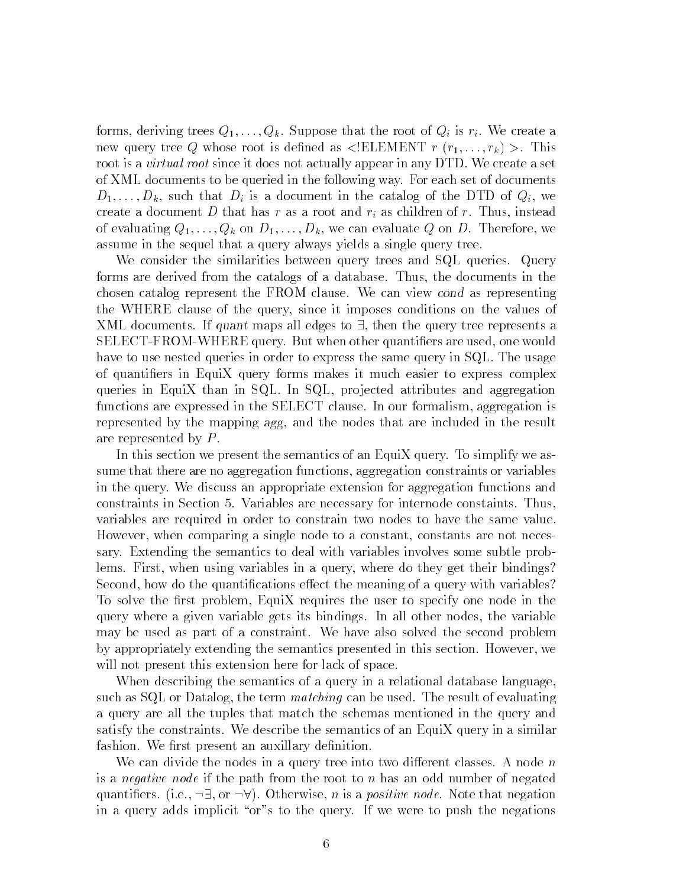forms, deriving trees $Q_1, \ldots, Q_k$. Suppose that the root of $Q_i$ is $r_i$. We create a new query tree $Q$ whose root is defined as <!ELEMENT $r$ $(r_1, \ldots, r_k)$ >. This root is a *virtual root* since it does not actually appear in any DTD. We create a set of XML documents to be queried in the following way. For each set of documents $D_1, \ldots, D_k$, such that $D_i$ is a document in the catalog of the DTD of $Q_i$, we create a document $D$ that has $r$ as a root and $r_i$ as children of $r$. Thus, instead of evaluating $Q_1, \ldots, Q_k$ on $D_1, \ldots, D_k$, we can evaluate $Q$ on $D$. Therefore, we assume in the sequel that a query always yields a single query tree.

We consider the similarities between query trees and SQL queries. Query forms are derived from the catalogs of a database. Thus, the documents in the chosen catalog represent the FROM clause. We can view *cond* as representing the WHERE clause of the query, since it imposes conditions on the values of XML documents. If *quant* maps all edges to $\exists$, then the query tree represents a SELECT-FROM-WHERE query. But when other quantifiers are used, one would have to use nested queries in order to express the same query in SQL. The usage of quantifiers in EquiX query forms makes it much easier to express complex queries in EquiX than in SQL. In SQL, projected attributes and aggregation functions are expressed in the SELECT clause. In our formalism, aggregation is represented by the mapping *agg*, and the nodes that are included in the result are represented by $P$.

In this section we present the semantics of an EquiX query. To simplify we assume that there are no aggregation functions, aggregation constraints or variables in the query. We discuss an appropriate extension for aggregation functions and constraints in Section 5. Variables are necessary for internode constaints. Thus, variables are required in order to constrain two nodes to have the same value. However, when comparing a single node to a constant, constants are not necessary. Extending the semantics to deal with variables involves some subtle problems. First, when using variables in a query, where do they get their bindings? Second, how do the quantifications effect the meaning of a query with variables? To solve the first problem, EquiX requires the user to specify one node in the query where a given variable gets its bindings. In all other nodes, the variable may be used as part of a constraint. We have also solved the second problem by appropriately extending the semantics presented in this section. However, we will not present this extension here for lack of space.

When describing the semantics of a query in a relational database language, such as SQL or Datalog, the term *matching* can be used. The result of evaluating a query are all the tuples that match the schemas mentioned in the query and satisfy the constraints. We describe the semantics of an EquiX query in a similar fashion. We first present an auxillary definition.

We can divide the nodes in a query tree into two different classes. A node $n$ is a *negative node* if the path from the root to $n$ has an odd number of negated quantifiers. (i.e., $\neg\exists$, or $\neg\forall$). Otherwise, $n$ is a *positive node*. Note that negation in a query adds implicit "or"s to the query. If we were to push the negations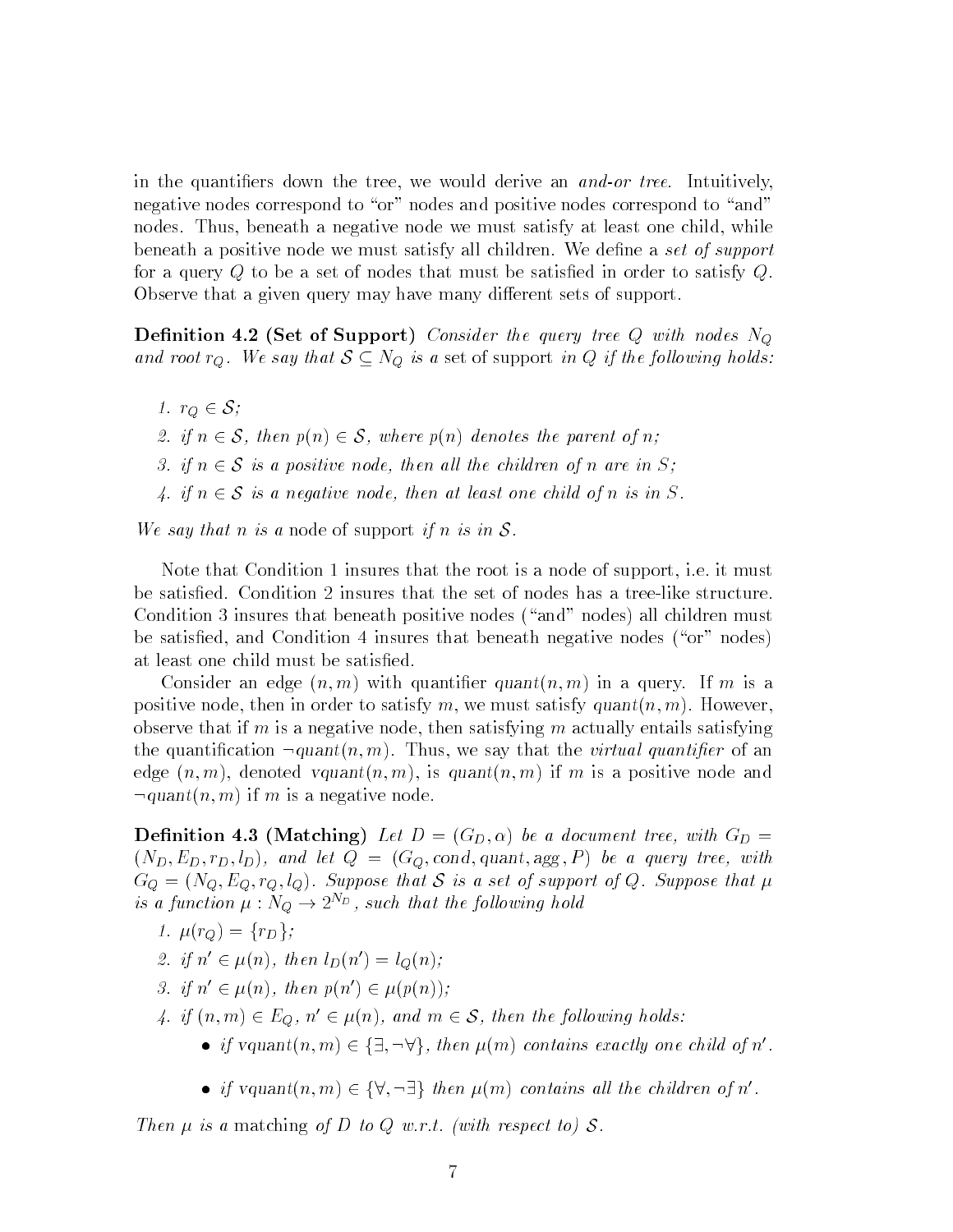in the quantifiers down the tree, we would derive an *and-or tree*. Intuitively, negative nodes correspond to "or" nodes and positive nodes correspond to "and" nodes. Thus, beneath a negative node we must satisfy at least one child, while beneath a positive node we must satisfy all children. We define a *set of support* for a query $Q$ to be a set of nodes that must be satisfied in order to satisfy $Q$. Observe that a given query may have many different sets of support.

**Definition 4.2 (Set of Support)** *Consider the query tree $Q$ with nodes $N_Q$ and root $r_Q$. We say that $\mathcal{S} \subseteq N_Q$ is a* set of support *in $Q$ if the following holds:*

1. *$r_Q \in \mathcal{S}$;*
2. *if $n \in \mathcal{S}$, then $p(n) \in \mathcal{S}$, where $p(n)$ denotes the parent of $n$;*
3. *if $n \in \mathcal{S}$ is a positive node, then all the children of $n$ are in $S$;*
4. *if $n \in \mathcal{S}$ is a negative node, then at least one child of $n$ is in $S$.*

*We say that $n$ is a* node of support *if $n$ is in $\mathcal{S}$.*

Note that Condition 1 insures that the root is a node of support, i.e. it must be satisfied. Condition 2 insures that the set of nodes has a tree-like structure. Condition 3 insures that beneath positive nodes ("and" nodes) all children must be satisfied, and Condition 4 insures that beneath negative nodes ("or" nodes) at least one child must be satisfied.

Consider an edge $(n, m)$ with quantifier $quant(n, m)$ in a query. If $m$ is a positive node, then in order to satisfy $m$, we must satisfy $quant(n, m)$. However, observe that if $m$ is a negative node, then satisfying $m$ actually entails satisfying the quantification $\neg quant(n, m)$. Thus, we say that the *virtual quantifier* of an edge $(n, m)$, denoted $\mathrm{vquant}(n, m)$, is $quant(n, m)$ if $m$ is a positive node and $\neg quant(n, m)$ if $m$ is a negative node.

**Definition 4.3 (Matching)** *Let $D = (G_D, \alpha)$ be a document tree, with $G_D = (N_D, E_D, r_D, l_D)$, and let $Q = (G_Q, cond, quant, agg, P)$ be a query tree, with $G_Q = (N_Q, E_Q, r_Q, l_Q)$. Suppose that $\mathcal{S}$ is a set of support of $Q$. Suppose that $\mu$ is a function $\mu : N_Q \rightarrow 2^{N_D}$, such that the following hold*

1. *$\mu(r_Q) = \{r_D\}$;*
2. *if $n' \in \mu(n)$, then $l_D(n') = l_Q(n)$;*
3. *if $n' \in \mu(n)$, then $p(n') \in \mu(p(n))$;*
4. *if $(n, m) \in E_Q$, $n' \in \mu(n)$, and $m \in \mathcal{S}$, then the following holds:*
   - *if $\mathrm{vquant}(n, m) \in \{\exists, \neg\forall\}$, then $\mu(m)$ contains exactly one child of $n'$.*
   - *if $\mathrm{vquant}(n, m) \in \{\forall, \neg\exists\}$ then $\mu(m)$ contains all the children of $n'$.*

*Then $\mu$ is a* matching *of $D$ to $Q$ w.r.t. (with respect to) $\mathcal{S}$.*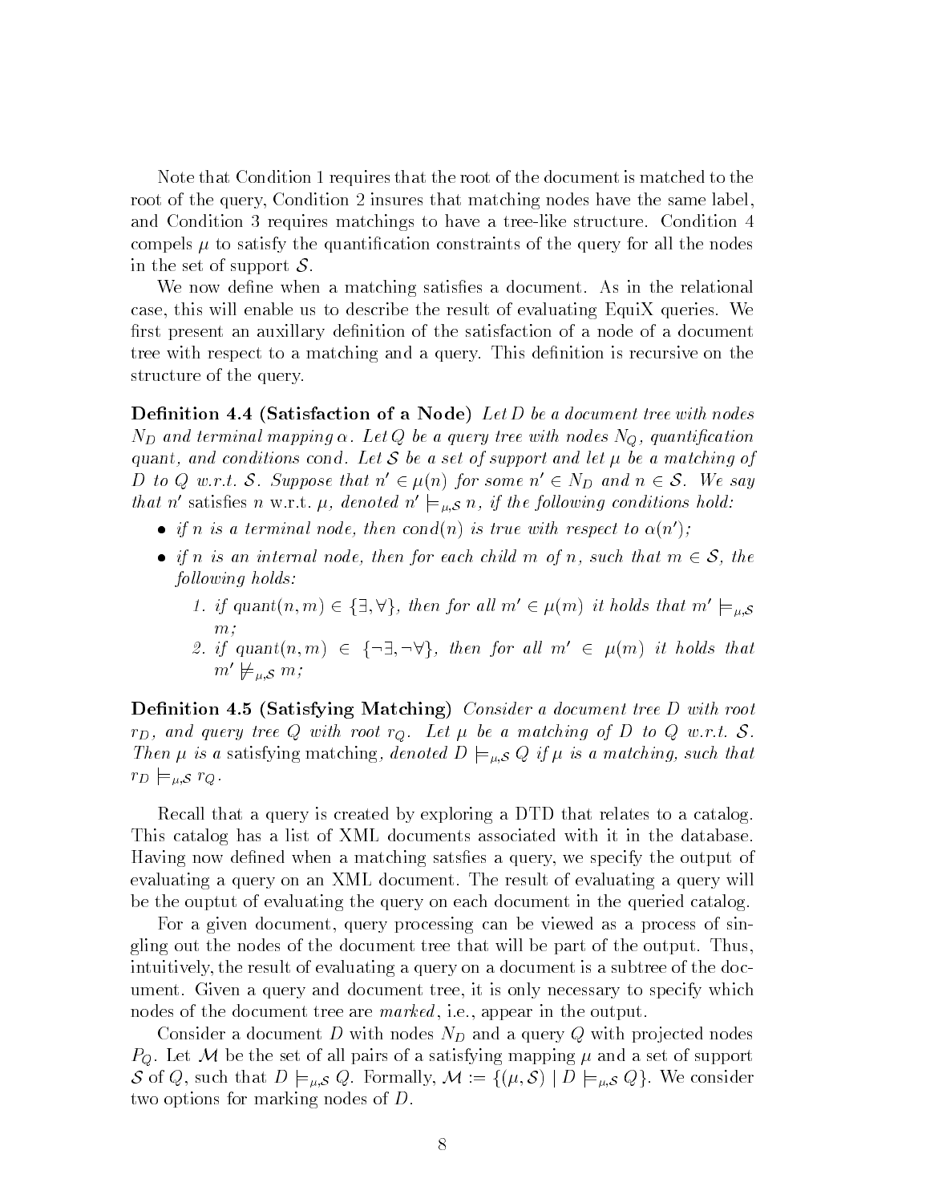Note that Condition 1 requires that the root of the document is matched to the root of the query, Condition 2 insures that matching nodes have the same label, and Condition 3 requires matchings to have a tree-like structure. Condition 4 compels $\mu$ to satisfy the quantification constraints of the query for all the nodes in the set of support $\mathcal{S}$.

We now define when a matching satisfies a document. As in the relational case, this will enable us to describe the result of evaluating EquiX queries. We first present an auxillary definition of the satisfaction of a node of a document tree with respect to a matching and a query. This definition is recursive on the structure of the query.

**Definition 4.4 (Satisfaction of a Node)** *Let $D$ be a document tree with nodes $N_D$ and terminal mapping $\alpha$. Let $Q$ be a query tree with nodes $N_Q$, quantification quant, and conditions cond. Let $\mathcal{S}$ be a set of support and let $\mu$ be a matching of $D$ to $Q$ w.r.t. $\mathcal{S}$. Suppose that $n' \in \mu(n)$ for some $n' \in N_D$ and $n \in \mathcal{S}$. We say that $n'$* satisfies *$n$* w.r.t. *$\mu$, denoted $n' \models_{\mu,\mathcal{S}} n$, if the following conditions hold:*

- *if $n$ is a terminal node, then $cond(n)$ is true with respect to $\alpha(n')$;*
- *if $n$ is an internal node, then for each child $m$ of $n$, such that $m \in \mathcal{S}$, the following holds:*
  1. *if $quant(n,m) \in \{\exists, \forall\}$, then for all $m' \in \mu(m)$ it holds that $m' \models_{\mu,\mathcal{S}} m$;*
  2. *if $quant(n,m) \in \{\neg\exists, \neg\forall\}$, then for all $m' \in \mu(m)$ it holds that $m' \not\models_{\mu,\mathcal{S}} m$;*

**Definition 4.5 (Satisfying Matching)** *Consider a document tree $D$ with root $r_D$, and query tree $Q$ with root $r_Q$. Let $\mu$ be a matching of $D$ to $Q$ w.r.t. $\mathcal{S}$. Then $\mu$ is a* satisfying matching, *denoted $D \models_{\mu,\mathcal{S}} Q$ if $\mu$ is a matching, such that $r_D \models_{\mu,\mathcal{S}} r_Q$.*

Recall that a query is created by exploring a DTD that relates to a catalog. This catalog has a list of XML documents associated with it in the database. Having now defined when a matching satsfies a query, we specify the output of evaluating a query on an XML document. The result of evaluating a query will be the ouptut of evaluating the query on each document in the queried catalog.

For a given document, query processing can be viewed as a process of singling out the nodes of the document tree that will be part of the output. Thus, intuitively, the result of evaluating a query on a document is a subtree of the document. Given a query and document tree, it is only necessary to specify which nodes of the document tree are *marked*, i.e., appear in the output.

Consider a document $D$ with nodes $N_D$ and a query $Q$ with projected nodes $P_Q$. Let $\mathcal{M}$ be the set of all pairs of a satisfying mapping $\mu$ and a set of support $\mathcal{S}$ of $Q$, such that $D \models_{\mu,\mathcal{S}} Q$. Formally, $\mathcal{M} := \{(\mu, \mathcal{S}) \mid D \models_{\mu,\mathcal{S}} Q\}$. We consider two options for marking nodes of $D$.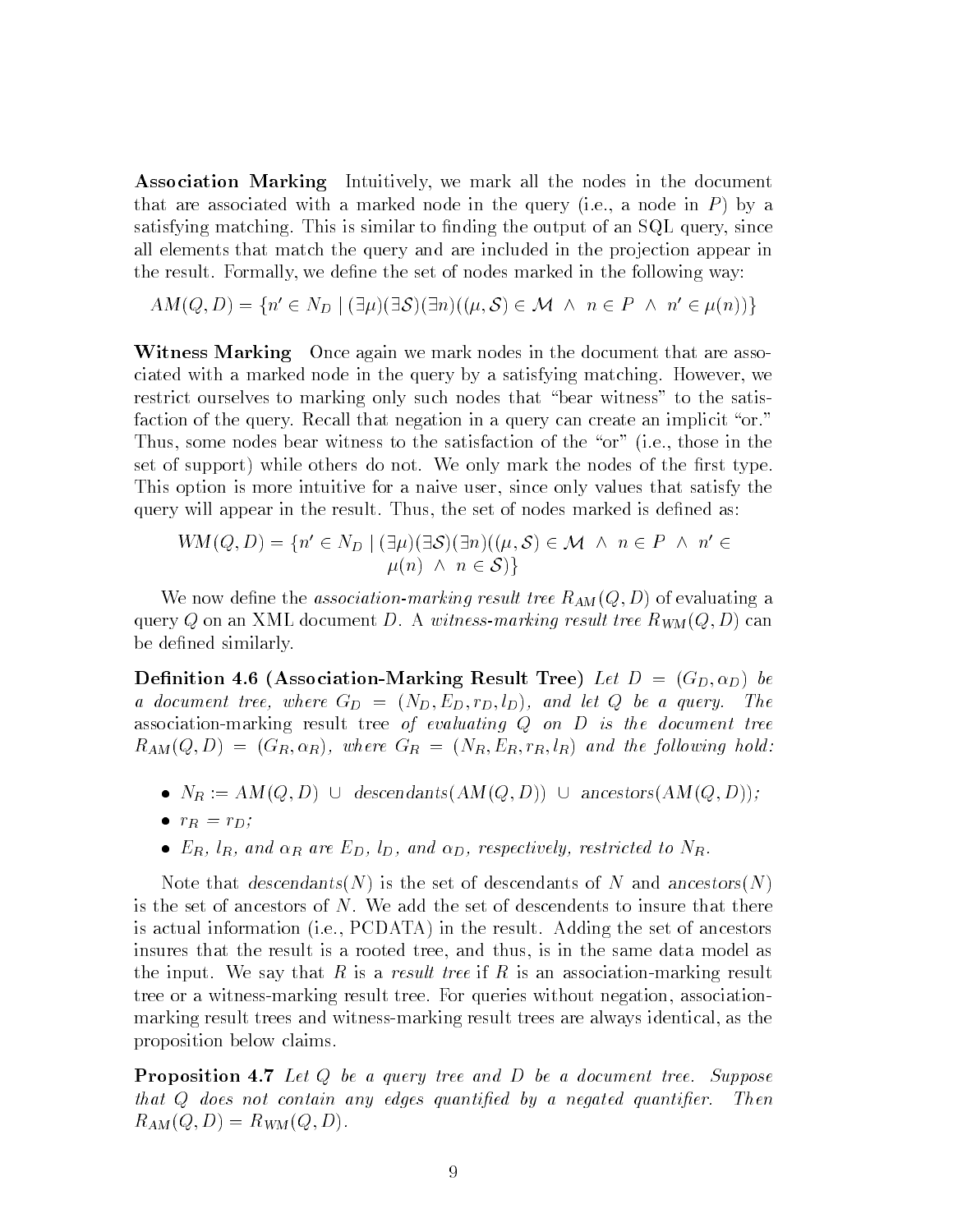**Association Marking** Intuitively, we mark all the nodes in the document that are associated with a marked node in the query (i.e., a node in $P$) by a satisfying matching. This is similar to finding the output of an SQL query, since all elements that match the query and are included in the projection appear in the result. Formally, we define the set of nodes marked in the following way:

$$AM(Q, D) = \{n' \in N_D \mid (\exists \mu)(\exists \mathcal{S})(\exists n)((\mu, \mathcal{S}) \in \mathcal{M} \ \wedge \ n \in P \ \wedge \ n' \in \mu(n))\}$$

**Witness Marking** Once again we mark nodes in the document that are associated with a marked node in the query by a satisfying matching. However, we restrict ourselves to marking only such nodes that "bear witness" to the satisfaction of the query. Recall that negation in a query can create an implicit "or." Thus, some nodes bear witness to the satisfaction of the "or" (i.e., those in the set of support) while others do not. We only mark the nodes of the first type. This option is more intuitive for a naive user, since only values that satisfy the query will appear in the result. Thus, the set of nodes marked is defined as:

$$WM(Q, D) = \{n' \in N_D \mid (\exists \mu)(\exists \mathcal{S})(\exists n)((\mu, \mathcal{S}) \in \mathcal{M} \ \wedge \ n \in P \ \wedge \ n' \in \mu(n) \ \wedge \ n \in \mathcal{S})\}$$

We now define the *association-marking result tree* $R_{AM}(Q, D)$ of evaluating a query $Q$ on an XML document $D$. A *witness-marking result tree* $R_{WM}(Q, D)$ can be defined similarly.

**Definition 4.6 (Association-Marking Result Tree)** *Let $D = (G_D, \alpha_D)$ be a document tree, where $G_D = (N_D, E_D, r_D, l_D)$, and let $Q$ be a query. The* association-marking result tree *of evaluating $Q$ on $D$ is the document tree $R_{AM}(Q, D) = (G_R, \alpha_R)$, where $G_R = (N_R, E_R, r_R, l_R)$ and the following hold:*

- $N_R := AM(Q, D) \cup descendants(AM(Q, D)) \cup ancestors(AM(Q, D))$;
- $r_R = r_D$;
- *$E_R$, $l_R$, and $\alpha_R$ are $E_D$, $l_D$, and $\alpha_D$, respectively, restricted to $N_R$.*

Note that $descendants(N)$ is the set of descendants of $N$ and $ancestors(N)$ is the set of ancestors of $N$. We add the set of descendents to insure that there is actual information (i.e., PCDATA) in the result. Adding the set of ancestors insures that the result is a rooted tree, and thus, is in the same data model as the input. We say that $R$ is a *result tree* if $R$ is an association-marking result tree or a witness-marking result tree. For queries without negation, association-marking result trees and witness-marking result trees are always identical, as the proposition below claims.

**Proposition 4.7** *Let $Q$ be a query tree and $D$ be a document tree. Suppose that $Q$ does not contain any edges quantified by a negated quantifier. Then $R_{AM}(Q, D) = R_{WM}(Q, D)$.*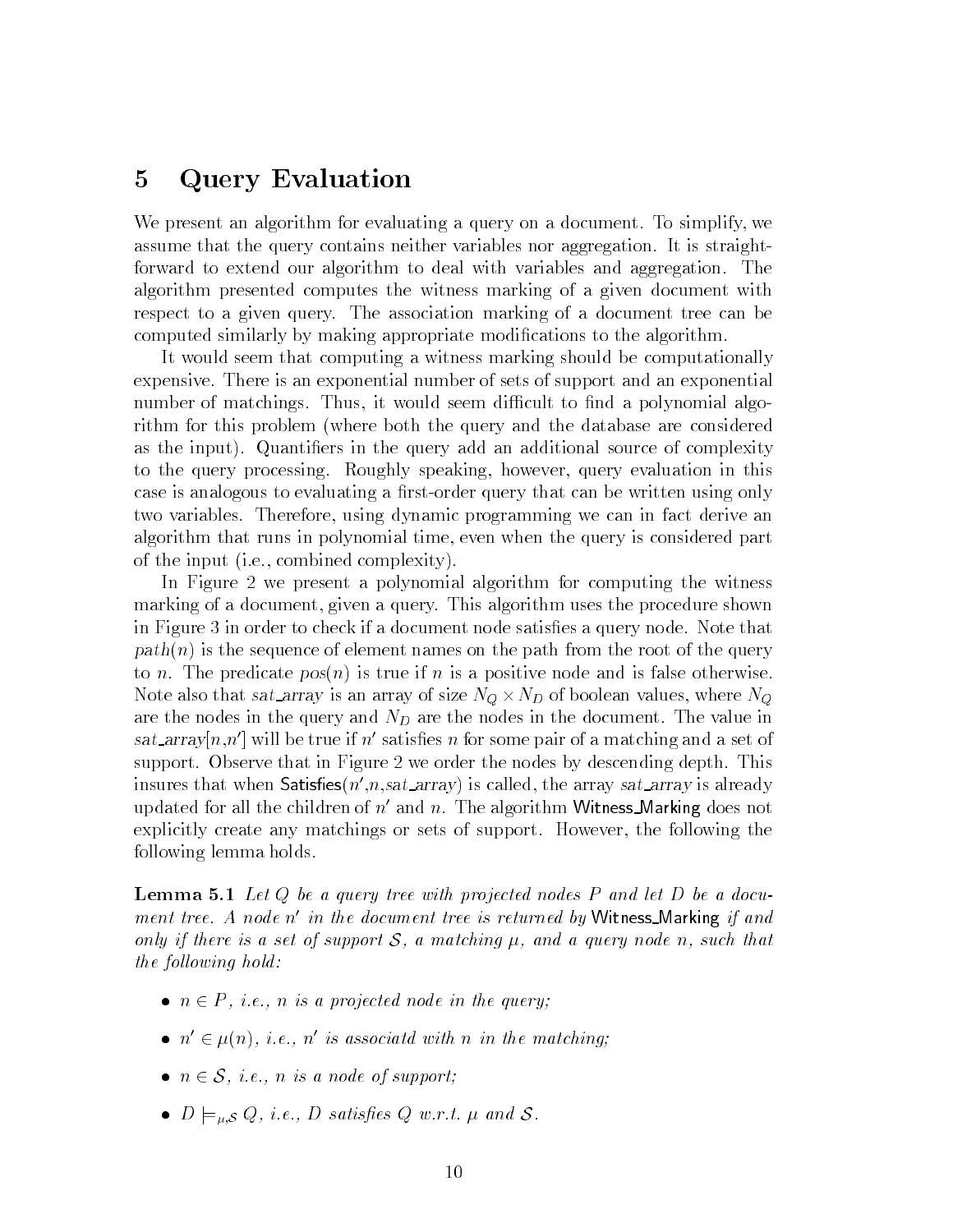## 5 Query Evaluation

We present an algorithm for evaluating a query on a document. To simplify, we assume that the query contains neither variables nor aggregation. It is straightforward to extend our algorithm to deal with variables and aggregation. The algorithm presented computes the witness marking of a given document with respect to a given query. The association marking of a document tree can be computed similarly by making appropriate modifications to the algorithm.

It would seem that computing a witness marking should be computationally expensive. There is an exponential number of sets of support and an exponential number of matchings. Thus, it would seem difficult to find a polynomial algorithm for this problem (where both the query and the database are considered as the input). Quantifiers in the query add an additional source of complexity to the query processing. Roughly speaking, however, query evaluation in this case is analogous to evaluating a first-order query that can be written using only two variables. Therefore, using dynamic programming we can in fact derive an algorithm that runs in polynomial time, even when the query is considered part of the input (i.e., combined complexity).

In Figure 2 we present a polynomial algorithm for computing the witness marking of a document, given a query. This algorithm uses the procedure shown in Figure 3 in order to check if a document node satisfies a query node. Note that $path(n)$ is the sequence of element names on the path from the root of the query to $n$. The predicate $pos(n)$ is true if $n$ is a positive node and is false otherwise. Note also that *sat_array* is an array of size $N_Q \times N_D$ of boolean values, where $N_Q$ are the nodes in the query and $N_D$ are the nodes in the document. The value in *sat_array*$[n,n']$ will be true if $n'$ satisfies $n$ for some pair of a matching and a set of support. Observe that in Figure 2 we order the nodes by descending depth. This insures that when Satisfies($n'$,$n$,*sat_array*) is called, the array *sat_array* is already updated for all the children of $n'$ and $n$. The algorithm Witness_Marking does not explicitly create any matchings or sets of support. However, the following the following lemma holds.

**Lemma 5.1** *Let $Q$ be a query tree with projected nodes $P$ and let $D$ be a document tree. A node $n'$ in the document tree is returned by* Witness_Marking *if and only if there is a set of support $\mathcal{S}$, a matching $\mu$, and a query node $n$, such that the following hold:*

- *$n \in P$, i.e., $n$ is a projected node in the query;*
- *$n' \in \mu(n)$, i.e., $n'$ is associatd with $n$ in the matching;*
- *$n \in \mathcal{S}$, i.e., $n$ is a node of support;*
- *$D \models_{\mu,\mathcal{S}} Q$, i.e., $D$ satisfies $Q$ w.r.t. $\mu$ and $\mathcal{S}$.*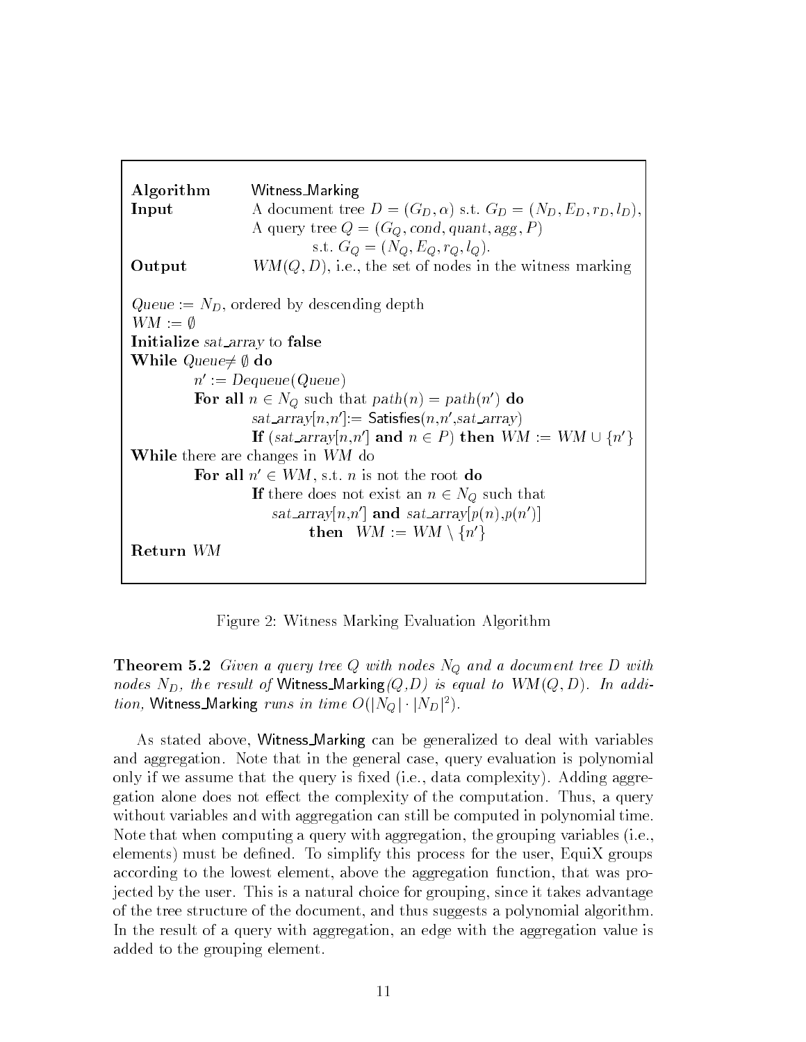```
Algorithm    Witness_Marking
Input        A document tree D = (G_D, α) s.t. G_D = (N_D, E_D, r_D, l_D),
             A query tree Q = (G_Q, cond, quant, agg, P)
                     s.t. G_Q = (N_Q, E_Q, r_Q, l_Q).
Output       WM(Q, D), i.e., the set of nodes in the witness marking

Queue := N_D, ordered by descending depth
WM := ∅
Initialize sat_array to false
While Queue ≠ ∅ do
        n' := Dequeue(Queue)
        For all n ∈ N_Q such that path(n) = path(n') do
                sat_array[n,n'] := Satisfies(n,n',sat_array)
                If (sat_array[n,n'] and n ∈ P) then WM := WM ∪ {n'}
While there are changes in WM do
        For all n' ∈ WM, s.t. n is not the root do
                If there does not exist an n ∈ N_Q such that
                    sat_array[n,n'] and sat_array[p(n),p(n')]
                        then  WM := WM \ {n'}
Return WM
```

Figure 2: Witness Marking Evaluation Algorithm

**Theorem 5.2** *Given a query tree $Q$ with nodes $N_Q$ and a document tree $D$ with nodes $N_D$, the result of* Witness_Marking*$(Q,D)$ is equal to $WM(Q,D)$. In addition,* Witness_Marking *runs in time $O(|N_Q| \cdot |N_D|^2)$.*

As stated above, Witness_Marking can be generalized to deal with variables and aggregation. Note that in the general case, query evaluation is polynomial only if we assume that the query is fixed (i.e., data complexity). Adding aggregation alone does not effect the complexity of the computation. Thus, a query without variables and with aggregation can still be computed in polynomial time. Note that when computing a query with aggregation, the grouping variables (i.e., elements) must be defined. To simplify this process for the user, EquiX groups according to the lowest element, above the aggregation function, that was projected by the user. This is a natural choice for grouping, since it takes advantage of the tree structure of the document, and thus suggests a polynomial algorithm. In the result of a query with aggregation, an edge with the aggregation value is added to the grouping element.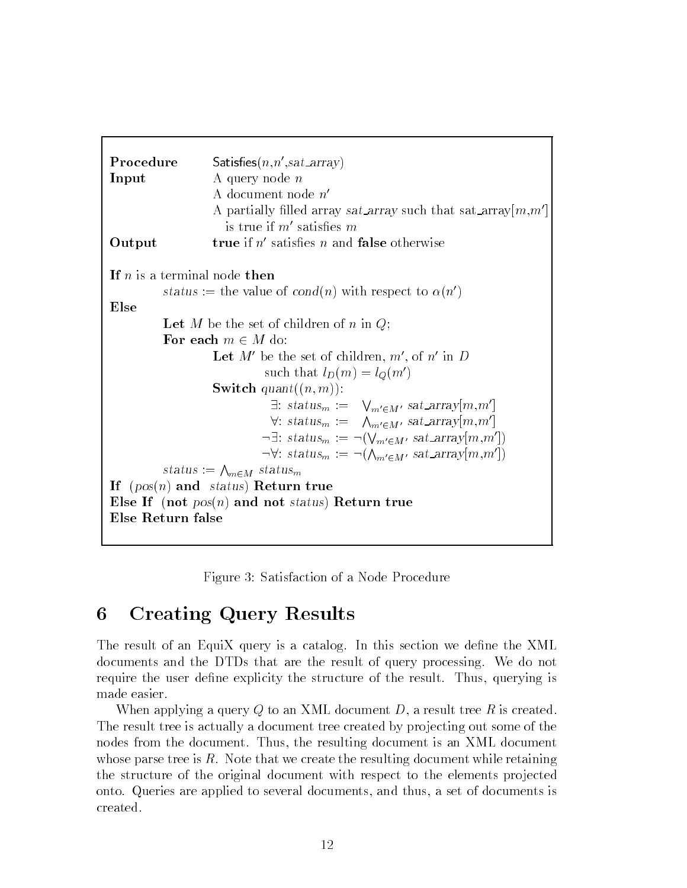```
Procedure   Satisfies(n,n′,sat_array)
Input       A query node n
            A document node n′
            A partially filled array sat_array such that sat_array[m,m′]
              is true if m′ satisfies m
Output      true if n′ satisfies n and false otherwise

If n is a terminal node then
        status := the value of cond(n) with respect to α(n′)
Else
        Let M be the set of children of n in Q;
        For each m ∈ M do:
                Let M′ be the set of children, m′, of n′ in D
                        such that l_D(m) = l_Q(m′)
                Switch quant((n, m)):
                        ∃: status_m :=  ⋁_{m′∈M′} sat_array[m,m′]
                        ∀: status_m :=  ⋀_{m′∈M′} sat_array[m,m′]
                       ¬∃: status_m := ¬(⋁_{m′∈M′} sat_array[m,m′])
                       ¬∀: status_m := ¬(⋀_{m′∈M′} sat_array[m,m′])
        status := ⋀_{m∈M} status_m
If  (pos(n) and  status) Return true
Else If  (not pos(n) and not status) Return true
Else Return false
```

Figure 3: Satisfaction of a Node Procedure

# 6 Creating Query Results

The result of an EquiX query is a catalog. In this section we define the XML documents and the DTDs that are the result of query processing. We do not require the user define explicity the structure of the result. Thus, querying is made easier.

When applying a query $Q$ to an XML document $D$, a result tree $R$ is created. The result tree is actually a document tree created by projecting out some of the nodes from the document. Thus, the resulting document is an XML document whose parse tree is $R$. Note that we create the resulting document while retaining the structure of the original document with respect to the elements projected onto. Queries are applied to several documents, and thus, a set of documents is created.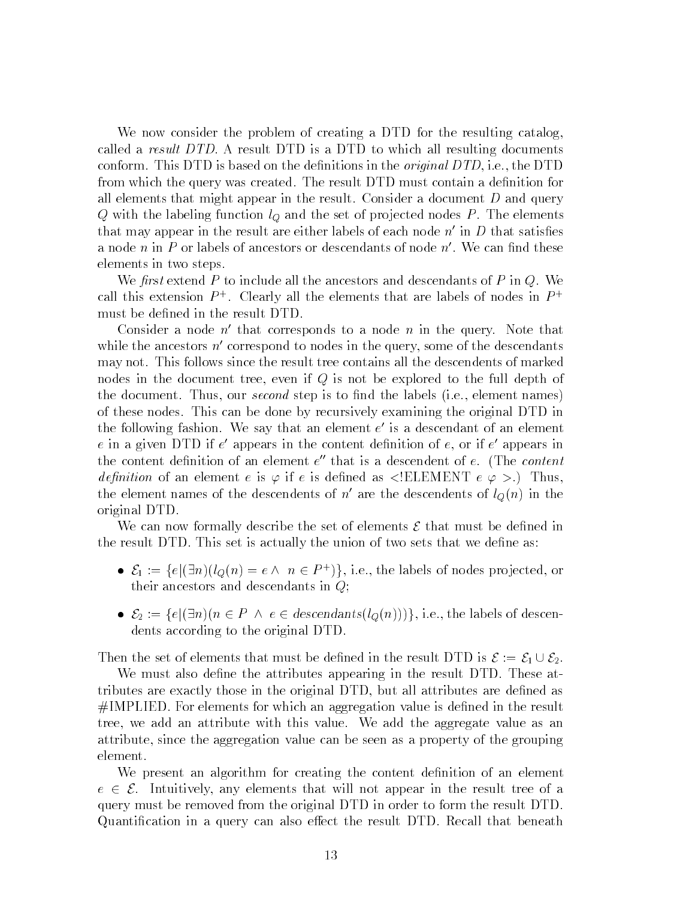We now consider the problem of creating a DTD for the resulting catalog, called a *result DTD*. A result DTD is a DTD to which all resulting documents conform. This DTD is based on the definitions in the *original DTD*, i.e., the DTD from which the query was created. The result DTD must contain a definition for all elements that might appear in the result. Consider a document $D$ and query $Q$ with the labeling function $l_Q$ and the set of projected nodes $P$. The elements that may appear in the result are either labels of each node $n'$ in $D$ that satisfies a node $n$ in $P$ or labels of ancestors or descendants of node $n'$. We can find these elements in two steps.

We *first* extend $P$ to include all the ancestors and descendants of $P$ in $Q$. We call this extension $P^+$. Clearly all the elements that are labels of nodes in $P^+$ must be defined in the result DTD.

Consider a node $n'$ that corresponds to a node $n$ in the query. Note that while the ancestors $n'$ correspond to nodes in the query, some of the descendants may not. This follows since the result tree contains all the descendents of marked nodes in the document tree, even if $Q$ is not be explored to the full depth of the document. Thus, our *second* step is to find the labels (i.e., element names) of these nodes. This can be done by recursively examining the original DTD in the following fashion. We say that an element $e'$ is a descendant of an element $e$ in a given DTD if $e'$ appears in the content definition of $e$, or if $e'$ appears in the content definition of an element $e''$ that is a descendent of $e$. (The *content definition* of an element $e$ is $\varphi$ if $e$ is defined as <!ELEMENT $e$ $\varphi$ >.) Thus, the element names of the descendents of $n'$ are the descendents of $l_Q(n)$ in the original DTD.

We can now formally describe the set of elements $\mathcal{E}$ that must be defined in the result DTD. This set is actually the union of two sets that we define as:

- $\mathcal{E}_1 := \{e | (\exists n)(l_Q(n) = e \wedge \ n \in P^+)\}$, i.e., the labels of nodes projected, or their ancestors and descendants in $Q$;
- $\mathcal{E}_2 := \{e | (\exists n)(n \in P \ \wedge \ e \in \mathit{descendants}(l_Q(n)))\}$, i.e., the labels of descendents according to the original DTD.

Then the set of elements that must be defined in the result DTD is $\mathcal{E} := \mathcal{E}_1 \cup \mathcal{E}_2$.

We must also define the attributes appearing in the result DTD. These attributes are exactly those in the original DTD, but all attributes are defined as #IMPLIED. For elements for which an aggregation value is defined in the result tree, we add an attribute with this value. We add the aggregate value as an attribute, since the aggregation value can be seen as a property of the grouping element.

We present an algorithm for creating the content definition of an element $e \in \mathcal{E}$. Intuitively, any elements that will not appear in the result tree of a query must be removed from the original DTD in order to form the result DTD. Quantification in a query can also effect the result DTD. Recall that beneath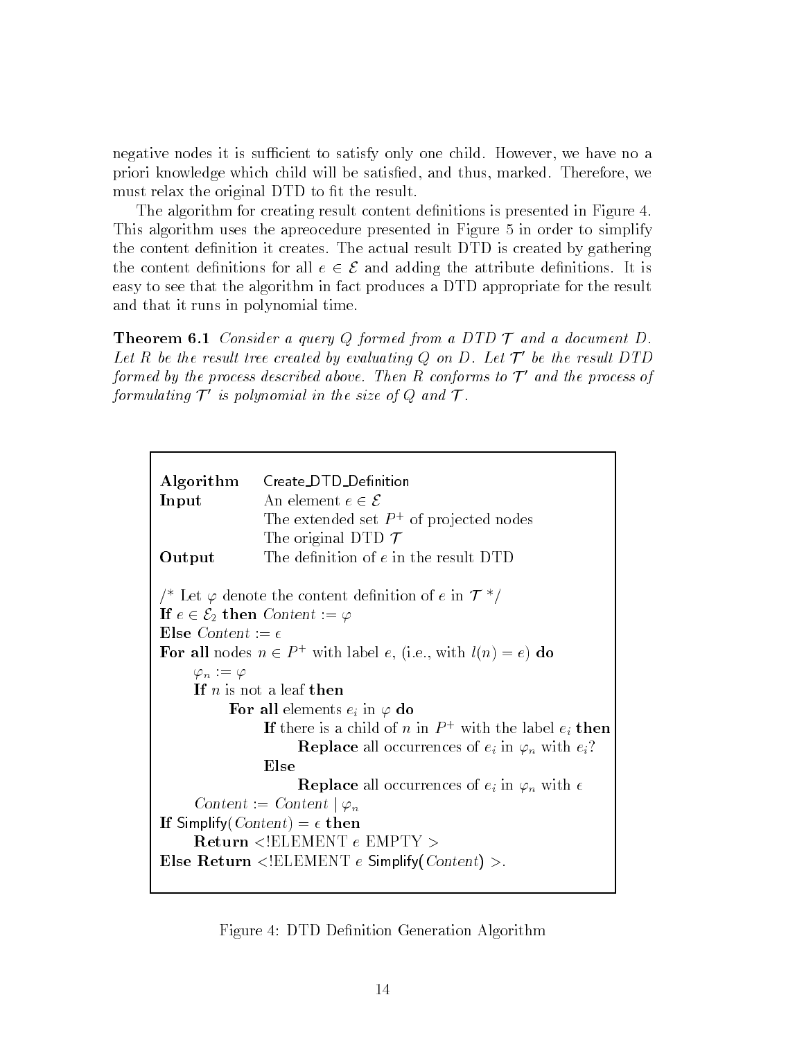negative nodes it is sufficient to satisfy only one child. However, we have no a priori knowledge which child will be satisfied, and thus, marked. Therefore, we must relax the original DTD to fit the result.

The algorithm for creating result content definitions is presented in Figure 4. This algorithm uses the apreocedure presented in Figure 5 in order to simplify the content definition it creates. The actual result DTD is created by gathering the content definitions for all $e \in \mathcal{E}$ and adding the attribute definitions. It is easy to see that the algorithm in fact produces a DTD appropriate for the result and that it runs in polynomial time.

**Theorem 6.1** *Consider a query $Q$ formed from a DTD $\mathcal{T}$ and a document $D$. Let $R$ be the result tree created by evaluating $Q$ on $D$. Let $\mathcal{T}'$ be the result DTD formed by the process described above. Then $R$ conforms to $\mathcal{T}'$ and the process of formulating $\mathcal{T}'$ is polynomial in the size of $Q$ and $\mathcal{T}$.*

```
Algorithm    Create_DTD_Definition
Input        An element e ∈ ℰ
             The extended set P⁺ of projected nodes
             The original DTD 𝒯
Output       The definition of e in the result DTD

/* Let φ denote the content definition of e in 𝒯 */
If e ∈ ℰ₂ then Content := φ
Else Content := ϵ
For all nodes n ∈ P⁺ with label e, (i.e., with l(n) = e) do
    φ_n := φ
    If n is not a leaf then
        For all elements e_i in φ do
            If there is a child of n in P⁺ with the label e_i then
                Replace all occurrences of e_i in φ_n with e_i?
            Else
                Replace all occurrences of e_i in φ_n with ϵ
    Content := Content | φ_n
If Simplify(Content) = ϵ then
    Return <!ELEMENT e EMPTY >
Else Return <!ELEMENT e Simplify(Content) >.
```

Figure 4: DTD Definition Generation Algorithm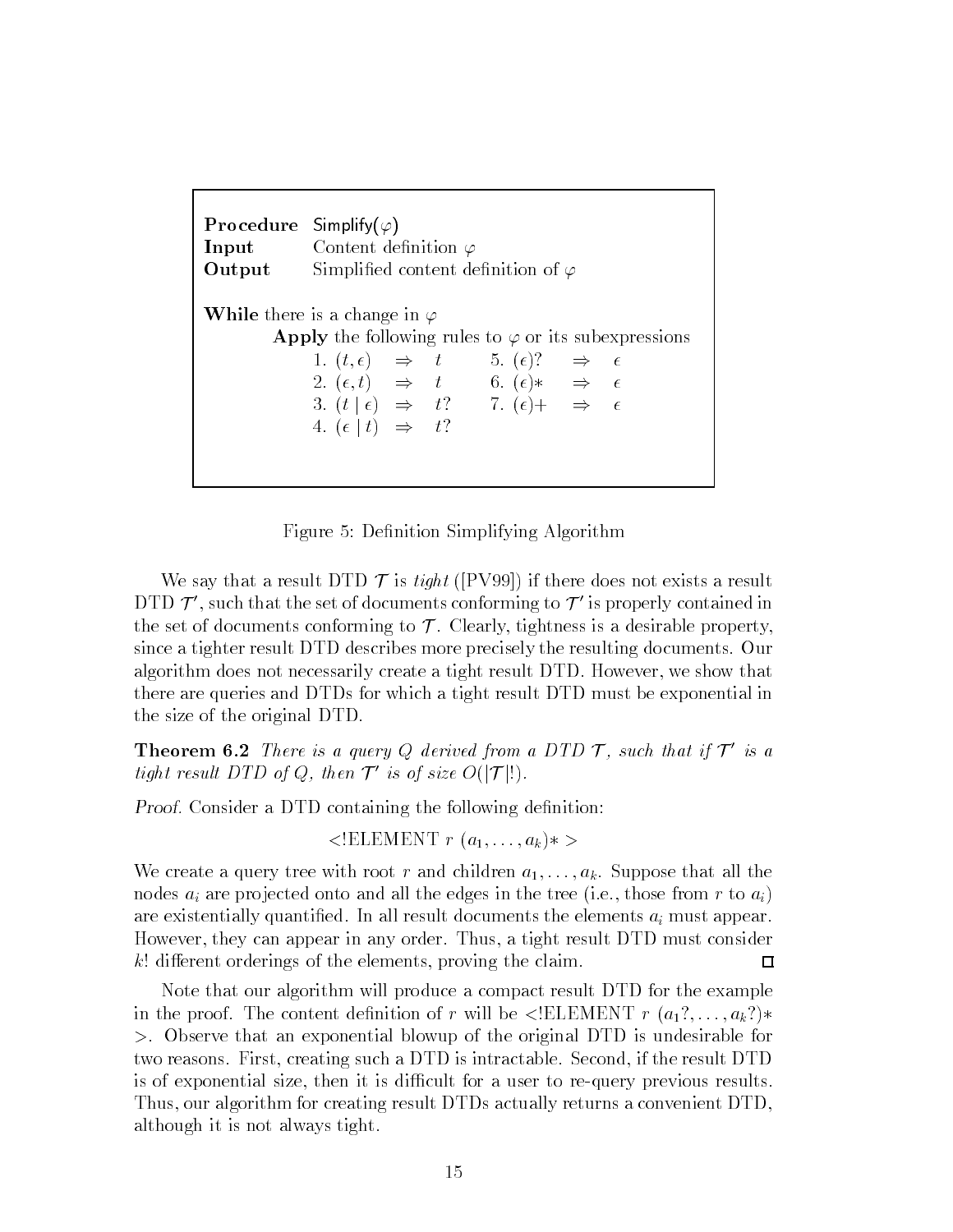**Procedure** Simplify($\varphi$)
**Input** Content definition $\varphi$
**Output** Simplified content definition of $\varphi$

**While** there is a change in $\varphi$
  **Apply** the following rules to $\varphi$ or its subexpressions

| | | | | | |
|---|---|---|---|---|---|
| 1. $(t, \epsilon)$ | $\Rightarrow$ | $t$ | 5. $(\epsilon)?$ | $\Rightarrow$ | $\epsilon$ |
| 2. $(\epsilon, t)$ | $\Rightarrow$ | $t$ | 6. $(\epsilon)*$ | $\Rightarrow$ | $\epsilon$ |
| 3. $(t \mid \epsilon)$ | $\Rightarrow$ | $t?$ | 7. $(\epsilon)+$ | $\Rightarrow$ | $\epsilon$ |
| 4. $(\epsilon \mid t)$ | $\Rightarrow$ | $t?$ | | | |

Figure 5: Definition Simplifying Algorithm

We say that a result DTD $\mathcal{T}$ is *tight* ([PV99]) if there does not exists a result DTD $\mathcal{T}'$, such that the set of documents conforming to $\mathcal{T}'$ is properly contained in the set of documents conforming to $\mathcal{T}$. Clearly, tightness is a desirable property, since a tighter result DTD describes more precisely the resulting documents. Our algorithm does not necessarily create a tight result DTD. However, we show that there are queries and DTDs for which a tight result DTD must be exponential in the size of the original DTD.

**Theorem 6.2** *There is a query $Q$ derived from a DTD $\mathcal{T}$, such that if $\mathcal{T}'$ is a tight result DTD of $Q$, then $\mathcal{T}'$ is of size $O(|\mathcal{T}|!)$.*

*Proof.* Consider a DTD containing the following definition:

$$<!\text{ELEMENT } r \ (a_1, \ldots, a_k)* >$$

We create a query tree with root $r$ and children $a_1, \ldots, a_k$. Suppose that all the nodes $a_i$ are projected onto and all the edges in the tree (i.e., those from $r$ to $a_i$) are existentially quantified. In all result documents the elements $a_i$ must appear. However, they can appear in any order. Thus, a tight result DTD must consider $k!$ different orderings of the elements, proving the claim. □

Note that our algorithm will produce a compact result DTD for the example in the proof. The content definition of $r$ will be $<!\text{ELEMENT } r \ (a_1?, \ldots, a_k?)*$ $>$. Observe that an exponential blowup of the original DTD is undesirable for two reasons. First, creating such a DTD is intractable. Second, if the result DTD is of exponential size, then it is difficult for a user to re-query previous results. Thus, our algorithm for creating result DTDs actually returns a convenient DTD, although it is not always tight.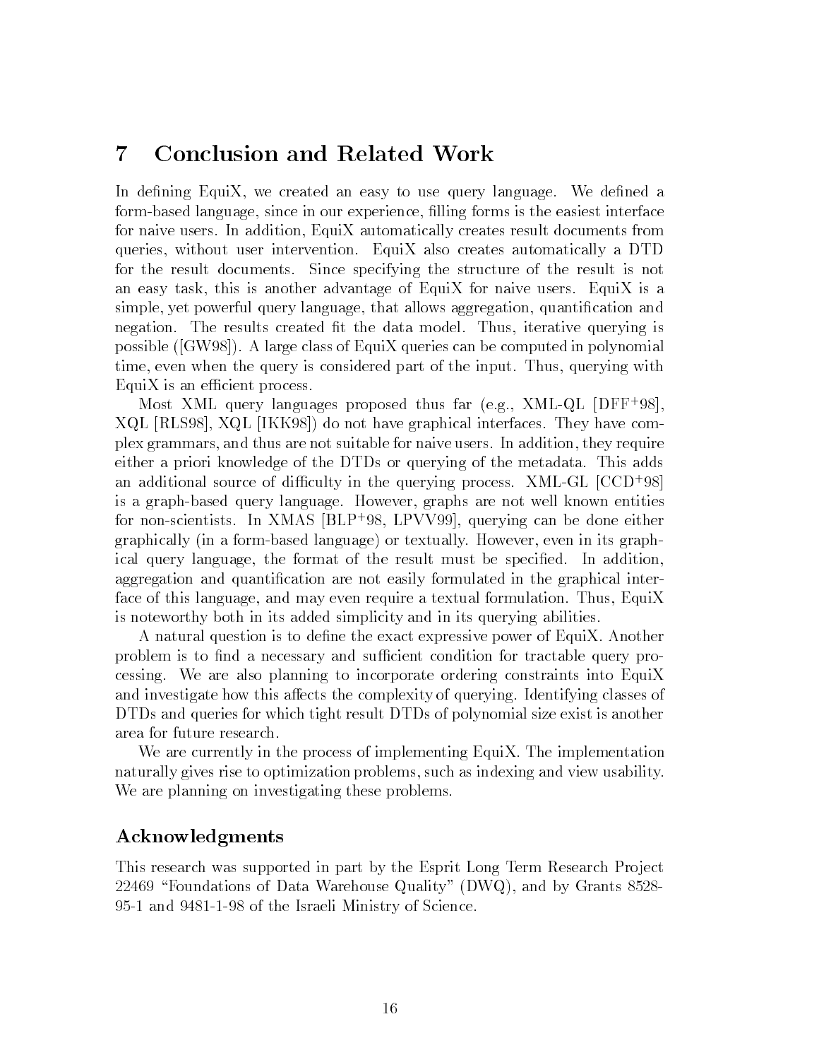# 7 Conclusion and Related Work

In defining EquiX, we created an easy to use query language. We defined a form-based language, since in our experience, filling forms is the easiest interface for naive users. In addition, EquiX automatically creates result documents from queries, without user intervention. EquiX also creates automatically a DTD for the result documents. Since specifying the structure of the result is not an easy task, this is another advantage of EquiX for naive users. EquiX is a simple, yet powerful query language, that allows aggregation, quantification and negation. The results created fit the data model. Thus, iterative querying is possible ([GW98]). A large class of EquiX queries can be computed in polynomial time, even when the query is considered part of the input. Thus, querying with EquiX is an efficient process.

Most XML query languages proposed thus far (e.g., XML-QL [DFF+98], XQL [RLS98], XQL [IKK98]) do not have graphical interfaces. They have complex grammars, and thus are not suitable for naive users. In addition, they require either a priori knowledge of the DTDs or querying of the metadata. This adds an additional source of difficulty in the querying process. XML-GL [CCD+98] is a graph-based query language. However, graphs are not well known entities for non-scientists. In XMAS [BLP+98, LPVV99], querying can be done either graphically (in a form-based language) or textually. However, even in its graphical query language, the format of the result must be specified. In addition, aggregation and quantification are not easily formulated in the graphical interface of this language, and may even require a textual formulation. Thus, EquiX is noteworthy both in its added simplicity and in its querying abilities.

A natural question is to define the exact expressive power of EquiX. Another problem is to find a necessary and sufficient condition for tractable query processing. We are also planning to incorporate ordering constraints into EquiX and investigate how this affects the complexity of querying. Identifying classes of DTDs and queries for which tight result DTDs of polynomial size exist is another area for future research.

We are currently in the process of implementing EquiX. The implementation naturally gives rise to optimization problems, such as indexing and view usability. We are planning on investigating these problems.

## Acknowledgments

This research was supported in part by the Esprit Long Term Research Project 22469 "Foundations of Data Warehouse Quality" (DWQ), and by Grants 8528-95-1 and 9481-1-98 of the Israeli Ministry of Science.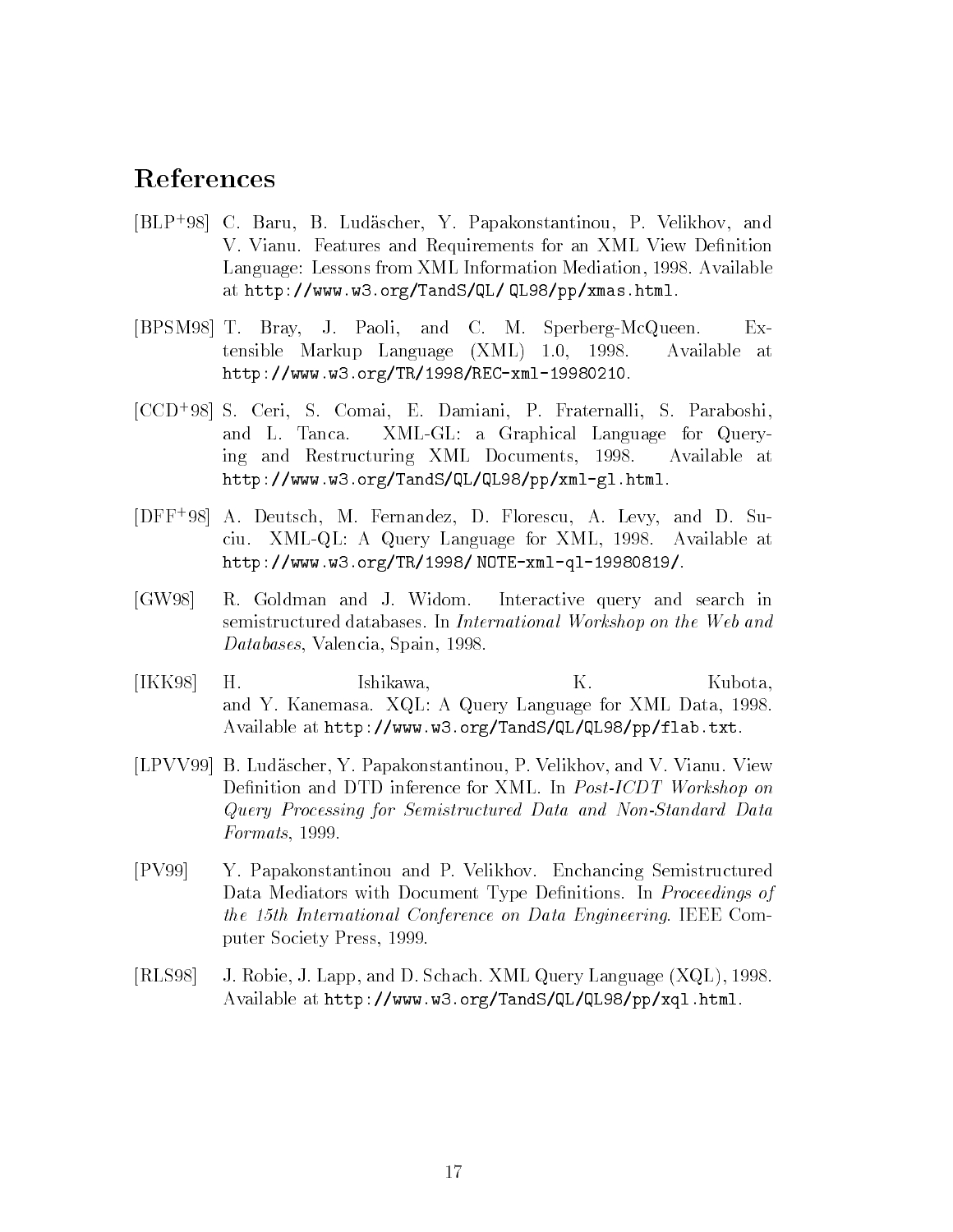## References

[BLP+98] C. Baru, B. Ludäscher, Y. Papakonstantinou, P. Velikhov, and V. Vianu. Features and Requirements for an XML View Definition Language: Lessons from XML Information Mediation, 1998. Available at http://www.w3.org/TandS/QL/QL98/pp/xmas.html.

[BPSM98] T. Bray, J. Paoli, and C. M. Sperberg-McQueen. Extensible Markup Language (XML) 1.0, 1998. Available at http://www.w3.org/TR/1998/REC-xml-19980210.

[CCD+98] S. Ceri, S. Comai, E. Damiani, P. Fraternalli, S. Paraboshi, and L. Tanca. XML-GL: a Graphical Language for Querying and Restructuring XML Documents, 1998. Available at http://www.w3.org/TandS/QL/QL98/pp/xml-gl.html.

[DFF+98] A. Deutsch, M. Fernandez, D. Florescu, A. Levy, and D. Suciu. XML-QL: A Query Language for XML, 1998. Available at http://www.w3.org/TR/1998/NOTE-xml-ql-19980819/.

[GW98] R. Goldman and J. Widom. Interactive query and search in semistructured databases. In *International Workshop on the Web and Databases*, Valencia, Spain, 1998.

[IKK98] H. Ishikawa, K. Kubota, and Y. Kanemasa. XQL: A Query Language for XML Data, 1998. Available at http://www.w3.org/TandS/QL/QL98/pp/flab.txt.

[LPVV99] B. Ludäscher, Y. Papakonstantinou, P. Velikhov, and V. Vianu. View Definition and DTD inference for XML. In *Post-ICDT Workshop on Query Processing for Semistructured Data and Non-Standard Data Formats*, 1999.

[PV99] Y. Papakonstantinou and P. Velikhov. Enchancing Semistructured Data Mediators with Document Type Definitions. In *Proceedings of the 15th International Conference on Data Engineering*. IEEE Computer Society Press, 1999.

[RLS98] J. Robie, J. Lapp, and D. Schach. XML Query Language (XQL), 1998. Available at http://www.w3.org/TandS/QL/QL98/pp/xql.html.